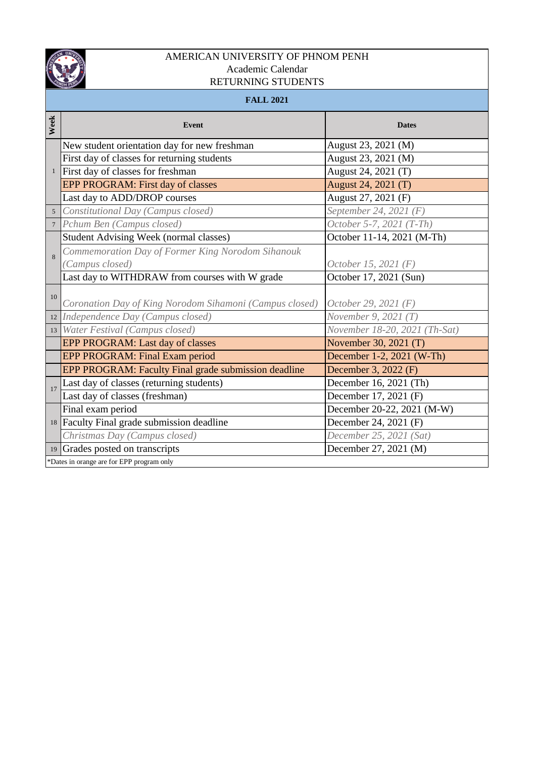# AMERICAN UNIVERSITY OF PHNOM PENH
## Academic Calendar
## RETURNING STUDENTS

**FALL 2021**

| Week | Event | Dates |
|---|---|---|
| 1 | New student orientation day for new freshman | August 23, 2021 (M) |
| | First day of classes for returning students | August 23, 2021 (M) |
| | First day of classes for freshman | August 24, 2021 (T) |
| | EPP PROGRAM: First day of classes | August 24, 2021 (T) |
| | Last day to ADD/DROP courses | August 27, 2021 (F) |
| 5 | *Constitutional Day (Campus closed)* | *September 24, 2021 (F)* |
| 7 | *Pchum Ben (Campus closed)* | *October 5-7, 2021 (T-Th)* |
| 8 | Student Advising Week (normal classes) | October 11-14, 2021 (M-Th) |
| | *Commemoration Day of Former King Norodom Sihanouk (Campus closed)* | *October 15, 2021 (F)* |
| | Last day to WITHDRAW from courses with W grade | October 17, 2021 (Sun) |
| 10 | *Coronation Day of King Norodom Sihamoni (Campus closed)* | *October 29, 2021 (F)* |
| 12 | *Independence Day (Campus closed)* | *November 9, 2021 (T)* |
| 13 | *Water Festival (Campus closed)* | *November 18-20, 2021 (Th-Sat)* |
| | EPP PROGRAM: Last day of classes | November 30, 2021 (T) |
| | EPP PROGRAM: Final Exam period | December 1-2, 2021 (W-Th) |
| | EPP PROGRAM: Faculty Final grade submission deadline | December 3, 2022 (F) |
| 17 | Last day of classes (returning students) | December 16, 2021 (Th) |
| | Last day of classes (freshman) | December 17, 2021 (F) |
| 18 | Final exam period | December 20-22, 2021 (M-W) |
| | Faculty Final grade submission deadline | December 24, 2021 (F) |
| | *Christmas Day (Campus closed)* | *December 25, 2021 (Sat)* |
| 19 | Grades posted on transcripts | December 27, 2021 (M) |

*Dates in orange are for EPP program only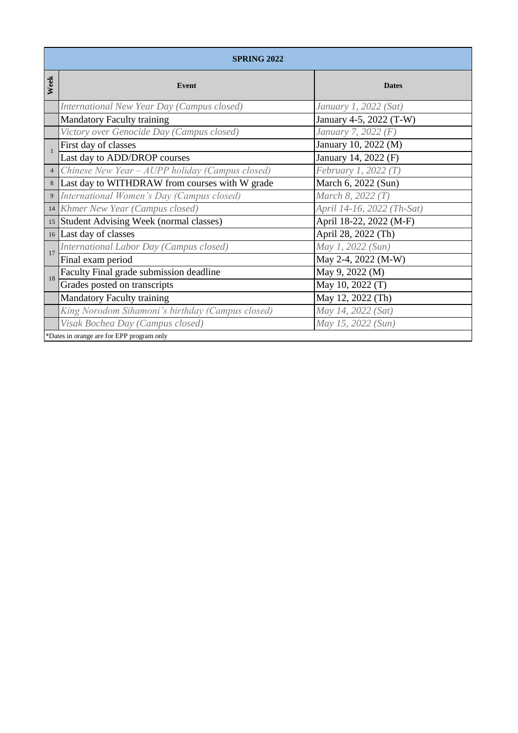| SPRING 2022 | | |
|---|---|---|
| **Week** | **Event** | **Dates** |
| | *International New Year Day (Campus closed)* | *January 1, 2022 (Sat)* |
| | Mandatory Faculty training | January 4-5, 2022 (T-W) |
| | *Victory over Genocide Day (Campus closed)* | *January 7, 2022 (F)* |
| 1 | First day of classes | January 10, 2022 (M) |
| | Last day to ADD/DROP courses | January 14, 2022 (F) |
| 4 | *Chinese New Year – AUPP holiday (Campus closed)* | *February 1, 2022 (T)* |
| 8 | Last day to WITHDRAW from courses with W grade | March 6, 2022 (Sun) |
| 9 | *International Women's Day (Campus closed)* | *March 8, 2022 (T)* |
| 14 | *Khmer New Year (Campus closed)* | *April 14-16, 2022 (Th-Sat)* |
| 15 | Student Advising Week (normal classes) | April 18-22, 2022 (M-F) |
| 16 | Last day of classes | April 28, 2022 (Th) |
| 17 | *International Labor Day (Campus closed)* | *May 1, 2022 (Sun)* |
| | Final exam period | May 2-4, 2022 (M-W) |
| 18 | Faculty Final grade submission deadline | May 9, 2022 (M) |
| | Grades posted on transcripts | May 10, 2022 (T) |
| | Mandatory Faculty training | May 12, 2022 (Th) |
| | *King Norodom Sihamoni's birthday (Campus closed)* | *May 14, 2022 (Sat)* |
| | *Visak Bochea Day (Campus closed)* | *May 15, 2022 (Sun)* |

*Dates in orange are for EPP program only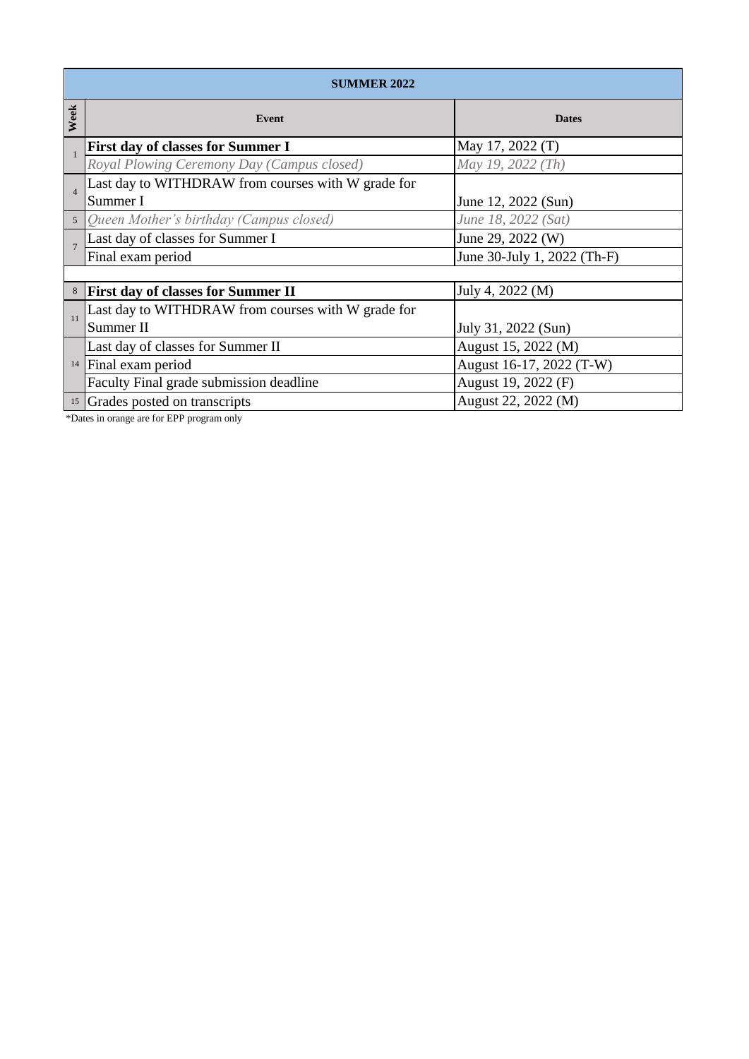| SUMMER 2022 | | |
|---|---|---|
| **Week** | **Event** | **Dates** |
| 1 | **First day of classes for Summer I** | May 17, 2022 (T) |
| | *Royal Plowing Ceremony Day (Campus closed)* | *May 19, 2022 (Th)* |
| 4 | Last day to WITHDRAW from courses with W grade for Summer I | June 12, 2022 (Sun) |
| 5 | *Queen Mother's birthday (Campus closed)* | *June 18, 2022 (Sat)* |
| 7 | Last day of classes for Summer I | June 29, 2022 (W) |
| | Final exam period | June 30-July 1, 2022 (Th-F) |
| | | |
| 8 | **First day of classes for Summer II** | July 4, 2022 (M) |
| 11 | Last day to WITHDRAW from courses with W grade for Summer II | July 31, 2022 (Sun) |
| 14 | Last day of classes for Summer II | August 15, 2022 (M) |
| | Final exam period | August 16-17, 2022 (T-W) |
| | Faculty Final grade submission deadline | August 19, 2022 (F) |
| 15 | Grades posted on transcripts | August 22, 2022 (M) |

*Dates in orange are for EPP program only